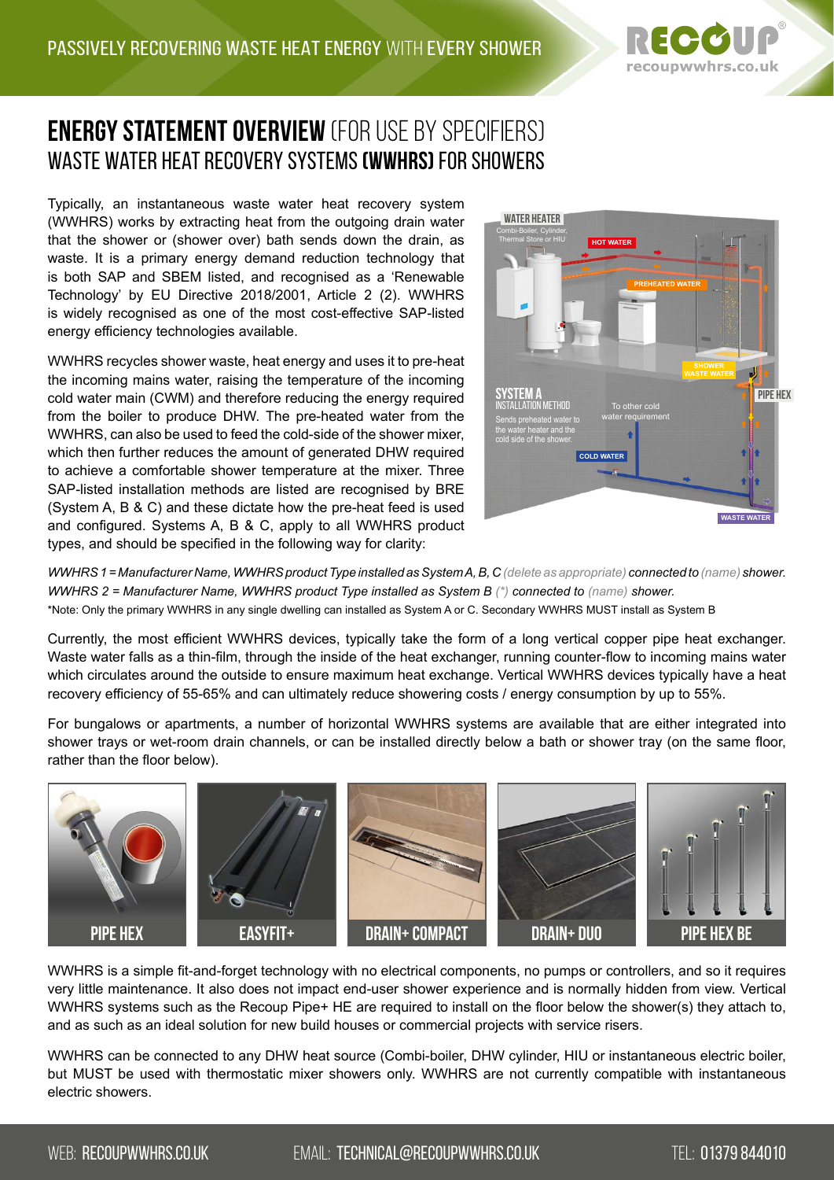PASSIVELY RECOVERING WASTE HEAT ENERGY WITH EVERY SHOWER

# ENERGY STATEMENT OVERVIEW (FOR USE BY SPECIFIERS)
## WASTE WATER HEAT RECOVERY SYSTEMS (WWHRS) FOR SHOWERS

Typically, an instantaneous waste water heat recovery system (WWHRS) works by extracting heat from the outgoing drain water that the shower or (shower over) bath sends down the drain, as waste. It is a primary energy demand reduction technology that is both SAP and SBEM listed, and recognised as a 'Renewable Technology' by EU Directive 2018/2001, Article 2 (2). WWHRS is widely recognised as one of the most cost-effective SAP-listed energy efficiency technologies available.

WWHRS recycles shower waste, heat energy and uses it to pre-heat the incoming mains water, raising the temperature of the incoming cold water main (CWM) and therefore reducing the energy required from the boiler to produce DHW. The pre-heated water from the WWHRS, can also be used to feed the cold-side of the shower mixer, which then further reduces the amount of generated DHW required to achieve a comfortable shower temperature at the mixer. Three SAP-listed installation methods are listed are recognised by BRE (System A, B & C) and these dictate how the pre-heat feed is used and configured. Systems A, B & C, apply to all WWHRS product types, and should be specified in the following way for clarity:

WATER HEATER
Combi-Boiler, Cylinder, Thermal Store or HIU

HOT WATER

PREHEATED WATER

SHOWER WASTE WATER

PIPE HEX

SYSTEM A
INSTALLATION METHOD
Sends preheated water to the water heater and the cold side of the shower.

To other cold water requirement

COLD WATER

WASTE WATER

*WWHRS 1 = Manufacturer Name, WWHRS product Type installed as System A, B, C (delete as appropriate) connected to (name) shower.*
*WWHRS 2 = Manufacturer Name, WWHRS product Type installed as System B (\*) connected to (name) shower.*
\*Note: Only the primary WWHRS in any single dwelling can installed as System A or C. Secondary WWHRS MUST install as System B

Currently, the most efficient WWHRS devices, typically take the form of a long vertical copper pipe heat exchanger. Waste water falls as a thin-film, through the inside of the heat exchanger, running counter-flow to incoming mains water which circulates around the outside to ensure maximum heat exchange. Vertical WWHRS devices typically have a heat recovery efficiency of 55-65% and can ultimately reduce showering costs / energy consumption by up to 55%.

For bungalows or apartments, a number of horizontal WWHRS systems are available that are either integrated into shower trays or wet-room drain channels, or can be installed directly below a bath or shower tray (on the same floor, rather than the floor below).

PIPE HEX | EASYFIT+ | DRAIN+ COMPACT | DRAIN+ DUO | PIPE HEX BE

WWHRS is a simple fit-and-forget technology with no electrical components, no pumps or controllers, and so it requires very little maintenance. It also does not impact end-user shower experience and is normally hidden from view. Vertical WWHRS systems such as the Recoup Pipe+ HE are required to install on the floor below the shower(s) they attach to, and as such as an ideal solution for new build houses or commercial projects with service risers.

WWHRS can be connected to any DHW heat source (Combi-boiler, DHW cylinder, HIU or instantaneous electric boiler, but MUST be used with thermostatic mixer showers only. WWHRS are not currently compatible with instantaneous electric showers.

WEB: RECOUPWWHRS.CO.UK EMAIL: TECHNICAL@RECOUPWWHRS.CO.UK TEL: 01379 844010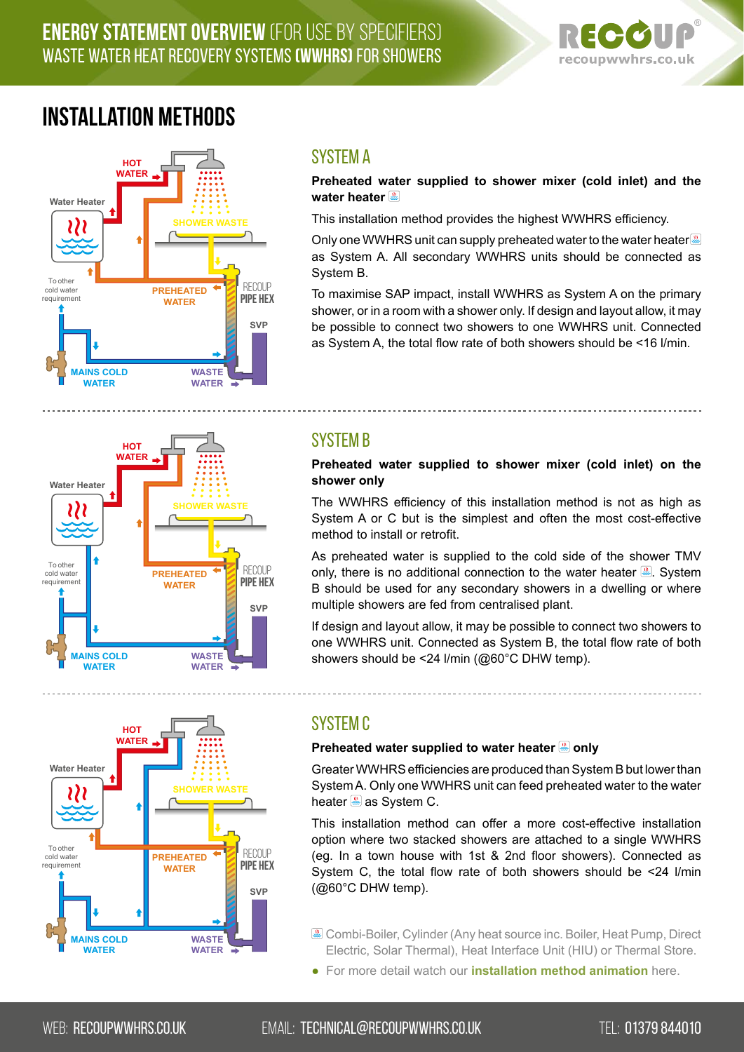# ENERGY STATEMENT OVERVIEW (FOR USE BY SPECIFIERS)

## WASTE WATER HEAT RECOVERY SYSTEMS (WWHRS) FOR SHOWERS

# INSTALLATION METHODS

## SYSTEM A

**Preheated water supplied to shower mixer (cold inlet) and the water heater**

This installation method provides the highest WWHRS efficiency.

Only one WWHRS unit can supply preheated water to the water heater as System A. All secondary WWHRS units should be connected as System B.

To maximise SAP impact, install WWHRS as System A on the primary shower, or in a room with a shower only. If design and layout allow, it may be possible to connect two showers to one WWHRS unit. Connected as System A, the total flow rate of both showers should be <16 l/min.

## SYSTEM B

**Preheated water supplied to shower mixer (cold inlet) on the shower only**

The WWHRS efficiency of this installation method is not as high as System A or C but is the simplest and often the most cost-effective method to install or retrofit.

As preheated water is supplied to the cold side of the shower TMV only, there is no additional connection to the water heater. System B should be used for any secondary showers in a dwelling or where multiple showers are fed from centralised plant.

If design and layout allow, it may be possible to connect two showers to one WWHRS unit. Connected as System B, the total flow rate of both showers should be <24 l/min (@60°C DHW temp).

## SYSTEM C

**Preheated water supplied to water heater only**

Greater WWHRS efficiencies are produced than System B but lower than System A. Only one WWHRS unit can feed preheated water to the water heater as System C.

This installation method can offer a more cost-effective installation option where two stacked showers are attached to a single WWHRS (eg. In a town house with 1st & 2nd floor showers). Connected as System C, the total flow rate of both showers should be <24 l/min (@60°C DHW temp).

Combi-Boiler, Cylinder (Any heat source inc. Boiler, Heat Pump, Direct Electric, Solar Thermal), Heat Interface Unit (HIU) or Thermal Store.

- For more detail watch our **installation method animation** here.

WEB: RECOUPWWHRS.CO.UK EMAIL: TECHNICAL@RECOUPWWHRS.CO.UK TEL: 01379 844010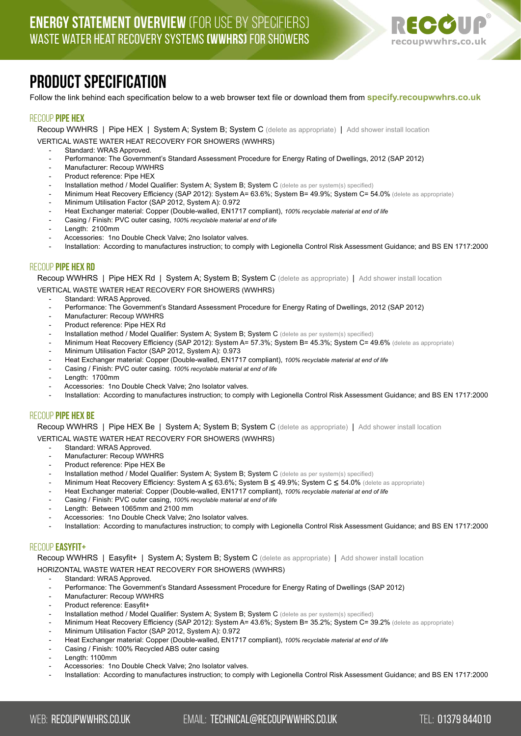# ENERGY STATEMENT OVERVIEW (FOR USE BY SPECIFIERS)

## WASTE WATER HEAT RECOVERY SYSTEMS (WWHRS) FOR SHOWERS

# PRODUCT SPECIFICATION

Follow the link behind each specification below to a web browser text file or download them from **specify.recoupwwhrs.co.uk**

### RECOUP **PIPE HEX**

Recoup WWHRS | Pipe HEX | System A; System B; System C (delete as appropriate) | Add shower install location

VERTICAL WASTE WATER HEAT RECOVERY FOR SHOWERS (WWHRS)

- Standard: WRAS Approved.
- Performance: The Government's Standard Assessment Procedure for Energy Rating of Dwellings, 2012 (SAP 2012)
- Manufacturer: Recoup WWHRS
- Product reference: Pipe HEX
- Installation method / Model Qualifier: System A; System B; System C (delete as per system(s) specified)
- Minimum Heat Recovery Efficiency (SAP 2012): System A= 63.6%; System B= 49.9%; System C= 54.0% (delete as appropriate)
- Minimum Utilisation Factor (SAP 2012, System A): 0.972
- Heat Exchanger material: Copper (Double-walled, EN1717 compliant), *100% recyclable material at end of life*
- Casing / Finish: PVC outer casing, *100% recyclable material at end of life*
- Length: 2100mm
- Accessories: 1no Double Check Valve; 2no Isolator valves.
- Installation: According to manufactures instruction; to comply with Legionella Control Risk Assessment Guidance; and BS EN 1717:2000

### RECOUP **PIPE HEX RD**

Recoup WWHRS | Pipe HEX Rd | System A; System B; System C (delete as appropriate) | Add shower install location

VERTICAL WASTE WATER HEAT RECOVERY FOR SHOWERS (WWHRS)

- Standard: WRAS Approved.
- Performance: The Government's Standard Assessment Procedure for Energy Rating of Dwellings, 2012 (SAP 2012)
- Manufacturer: Recoup WWHRS
- Product reference: Pipe HEX Rd
- Installation method / Model Qualifier: System A; System B; System C (delete as per system(s) specified)
- Minimum Heat Recovery Efficiency (SAP 2012): System A= 57.3%; System B= 45.3%; System C= 49.6% (delete as appropriate)
- Minimum Utilisation Factor (SAP 2012, System A): 0.973
- Heat Exchanger material: Copper (Double-walled, EN1717 compliant), *100% recyclable material at end of life*
- Casing / Finish: PVC outer casing. *100% recyclable material at end of life*
- Length: 1700mm
- Accessories: 1no Double Check Valve; 2no Isolator valves.
- Installation: According to manufactures instruction; to comply with Legionella Control Risk Assessment Guidance; and BS EN 1717:2000

### RECOUP **PIPE HEX BE**

Recoup WWHRS | Pipe HEX Be | System A; System B; System C (delete as appropriate) | Add shower install location

VERTICAL WASTE WATER HEAT RECOVERY FOR SHOWERS (WWHRS)

- Standard: WRAS Approved.
- Manufacturer: Recoup WWHRS
- Product reference: Pipe HEX Be
- Installation method / Model Qualifier: System A; System B; System C (delete as per system(s) specified)
- Minimum Heat Recovery Efficiency: System A ≤ 63.6%; System B ≤ 49.9%; System C ≤ 54.0% (delete as appropriate)
- Heat Exchanger material: Copper (Double-walled, EN1717 compliant), *100% recyclable material at end of life*
- Casing / Finish: PVC outer casing, *100% recyclable material at end of life*
- Length: Between 1065mm and 2100 mm
- Accessories: 1no Double Check Valve; 2no Isolator valves.
- Installation: According to manufactures instruction; to comply with Legionella Control Risk Assessment Guidance; and BS EN 1717:2000

### RECOUP **EASYFIT+**

Recoup WWHRS | Easyfit+ | System A; System B; System C (delete as appropriate) | Add shower install location

HORIZONTAL WASTE WATER HEAT RECOVERY FOR SHOWERS (WWHRS)

- Standard: WRAS Approved.
- Performance: The Government's Standard Assessment Procedure for Energy Rating of Dwellings (SAP 2012)
- Manufacturer: Recoup WWHRS
- Product reference: Easyfit+
- Installation method / Model Qualifier: System A; System B; System C (delete as per system(s) specified)
- Minimum Heat Recovery Efficiency (SAP 2012): System A= 43.6%; System B= 35.2%; System C= 39.2% (delete as appropriate)
- Minimum Utilisation Factor (SAP 2012, System A): 0.972
- Heat Exchanger material: Copper (Double-walled, EN1717 compliant), *100% recyclable material at end of life*
- Casing / Finish: 100% Recycled ABS outer casing
- Length: 1100mm
- Accessories: 1no Double Check Valve; 2no Isolator valves.
- Installation: According to manufactures instruction; to comply with Legionella Control Risk Assessment Guidance; and BS EN 1717:2000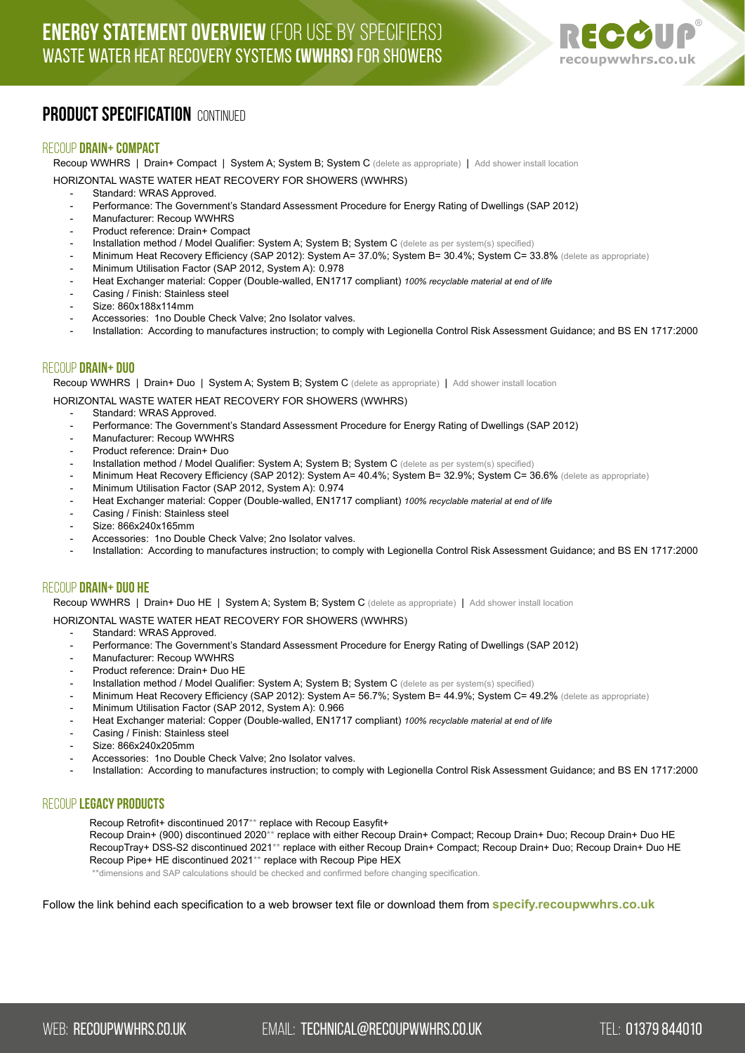# ENERGY STATEMENT OVERVIEW (FOR USE BY SPECIFIERS)

## WASTE WATER HEAT RECOVERY SYSTEMS (WWHRS) FOR SHOWERS

## PRODUCT SPECIFICATION CONTINUED

### RECOUP DRAIN+ COMPACT

Recoup WWHRS | Drain+ Compact | System A; System B; System C (delete as appropriate) | Add shower install location

HORIZONTAL WASTE WATER HEAT RECOVERY FOR SHOWERS (WWHRS)

- Standard: WRAS Approved.
- Performance: The Government's Standard Assessment Procedure for Energy Rating of Dwellings (SAP 2012)
- Manufacturer: Recoup WWHRS
- Product reference: Drain+ Compact
- Installation method / Model Qualifier: System A; System B; System C (delete as per system(s) specified)
- Minimum Heat Recovery Efficiency (SAP 2012): System A= 37.0%; System B= 30.4%; System C= 33.8% (delete as appropriate)
- Minimum Utilisation Factor (SAP 2012, System A): 0.978
- Heat Exchanger material: Copper (Double-walled, EN1717 compliant) *100% recyclable material at end of life*
- Casing / Finish: Stainless steel
- Size: 860x188x114mm
- Accessories: 1no Double Check Valve; 2no Isolator valves.
- Installation: According to manufactures instruction; to comply with Legionella Control Risk Assessment Guidance; and BS EN 1717:2000

### RECOUP DRAIN+ DUO

Recoup WWHRS | Drain+ Duo | System A; System B; System C (delete as appropriate) | Add shower install location

HORIZONTAL WASTE WATER HEAT RECOVERY FOR SHOWERS (WWHRS)

- Standard: WRAS Approved.
- Performance: The Government's Standard Assessment Procedure for Energy Rating of Dwellings (SAP 2012)
- Manufacturer: Recoup WWHRS
- Product reference: Drain+ Duo
- Installation method / Model Qualifier: System A; System B; System C (delete as per system(s) specified)
- Minimum Heat Recovery Efficiency (SAP 2012): System A= 40.4%; System B= 32.9%; System C= 36.6% (delete as appropriate)
- Minimum Utilisation Factor (SAP 2012, System A): 0.974
- Heat Exchanger material: Copper (Double-walled, EN1717 compliant) *100% recyclable material at end of life*
- Casing / Finish: Stainless steel
- Size: 866x240x165mm
- Accessories: 1no Double Check Valve; 2no Isolator valves.
- Installation: According to manufactures instruction; to comply with Legionella Control Risk Assessment Guidance; and BS EN 1717:2000

### RECOUP DRAIN+ DUO HE

Recoup WWHRS | Drain+ Duo HE | System A; System B; System C (delete as appropriate) | Add shower install location

HORIZONTAL WASTE WATER HEAT RECOVERY FOR SHOWERS (WWHRS)

- Standard: WRAS Approved.
- Performance: The Government's Standard Assessment Procedure for Energy Rating of Dwellings (SAP 2012)
- Manufacturer: Recoup WWHRS
- Product reference: Drain+ Duo HE
- Installation method / Model Qualifier: System A; System B; System C (delete as per system(s) specified)
- Minimum Heat Recovery Efficiency (SAP 2012): System A= 56.7%; System B= 44.9%; System C= 49.2% (delete as appropriate)
- Minimum Utilisation Factor (SAP 2012, System A): 0.966
- Heat Exchanger material: Copper (Double-walled, EN1717 compliant) *100% recyclable material at end of life*
- Casing / Finish: Stainless steel
- Size: 866x240x205mm
- Accessories: 1no Double Check Valve; 2no Isolator valves.
- Installation: According to manufactures instruction; to comply with Legionella Control Risk Assessment Guidance; and BS EN 1717:2000

### RECOUP LEGACY PRODUCTS

Recoup Retrofit+ discontinued 2017** replace with Recoup Easyfit+
Recoup Drain+ (900) discontinued 2020** replace with either Recoup Drain+ Compact; Recoup Drain+ Duo; Recoup Drain+ Duo HE
RecoupTray+ DSS-S2 discontinued 2021** replace with either Recoup Drain+ Compact; Recoup Drain+ Duo; Recoup Drain+ Duo HE
Recoup Pipe+ HE discontinued 2021** replace with Recoup Pipe HEX

**dimensions and SAP calculations should be checked and confirmed before changing specification.

Follow the link behind each specification to a web browser text file or download them from **specify.recoupwwhrs.co.uk**

WEB: RECOUPWWHRS.CO.UK EMAIL: TECHNICAL@RECOUPWWHRS.CO.UK TEL: 01379 844010